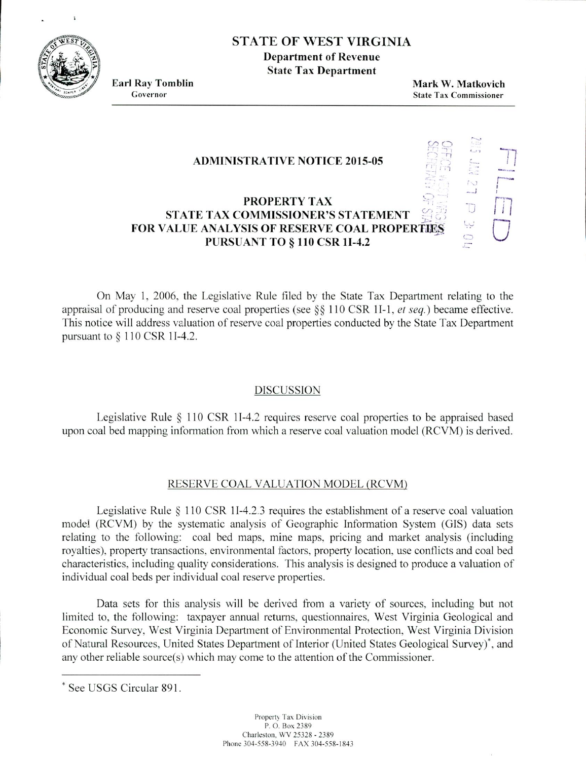# STATE OF WEST VIRGINIA

**Department of Revenue**
**State Tax Department**

**Earl Ray Tomblin**
Governor

**Mark W. Matkovich**
State Tax Commissioner

FILED
2015 JAN 21 P 3:04
OFFICE WEST VIRGINIA SECRETARY OF STATE

## ADMINISTRATIVE NOTICE 2015-05

## PROPERTY TAX
## STATE TAX COMMISSIONER'S STATEMENT FOR VALUE ANALYSIS OF RESERVE COAL PROPERTIES PURSUANT TO § 110 CSR 1I-4.2

On May 1, 2006, the Legislative Rule filed by the State Tax Department relating to the appraisal of producing and reserve coal properties (see §§ 110 CSR 1I-1, *et seq.*) became effective. This notice will address valuation of reserve coal properties conducted by the State Tax Department pursuant to § 110 CSR 1I-4.2.

### DISCUSSION

Legislative Rule § 110 CSR 1I-4.2 requires reserve coal properties to be appraised based upon coal bed mapping information from which a reserve coal valuation model (RCVM) is derived.

### RESERVE COAL VALUATION MODEL (RCVM)

Legislative Rule § 110 CSR 1I-4.2.3 requires the establishment of a reserve coal valuation model (RCVM) by the systematic analysis of Geographic Information System (GIS) data sets relating to the following: coal bed maps, mine maps, pricing and market analysis (including royalties), property transactions, environmental factors, property location, use conflicts and coal bed characteristics, including quality considerations. This analysis is designed to produce a valuation of individual coal beds per individual coal reserve properties.

Data sets for this analysis will be derived from a variety of sources, including but not limited to, the following: taxpayer annual returns, questionnaires, West Virginia Geological and Economic Survey, West Virginia Department of Environmental Protection, West Virginia Division of Natural Resources, United States Department of Interior (United States Geological Survey)[*], and any other reliable source(s) which may come to the attention of the Commissioner.

[*] See USGS Circular 891.

Property Tax Division
P. O. Box 2389
Charleston, WV 25328 - 2389
Phone 304-558-3940 FAX 304-558-1843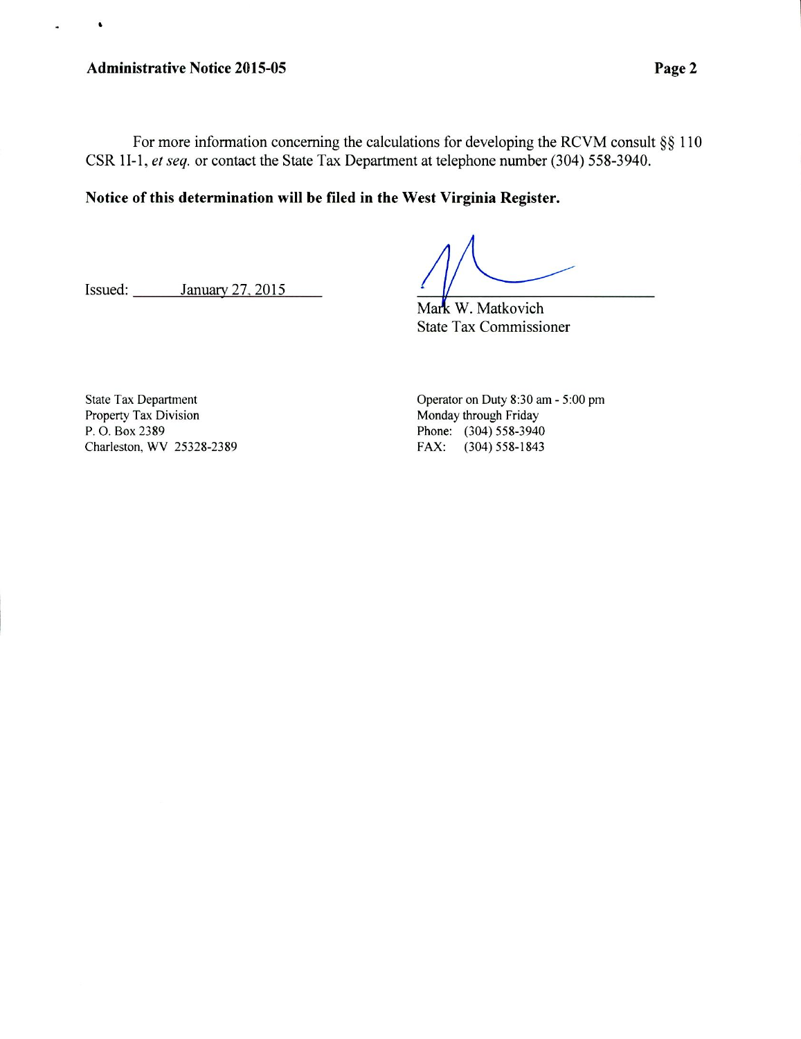For more information concerning the calculations for developing the RCVM consult §§ 110 CSR 1I-1, *et seq.* or contact the State Tax Department at telephone number (304) 558-3940.

**Notice of this determination will be filed in the West Virginia Register.**

Issued: January 27, 2015

Mark W. Matkovich
State Tax Commissioner

State Tax Department
Property Tax Division
P. O. Box 2389
Charleston, WV 25328-2389

Operator on Duty 8:30 am - 5:00 pm
Monday through Friday
Phone: (304) 558-3940
FAX: (304) 558-1843